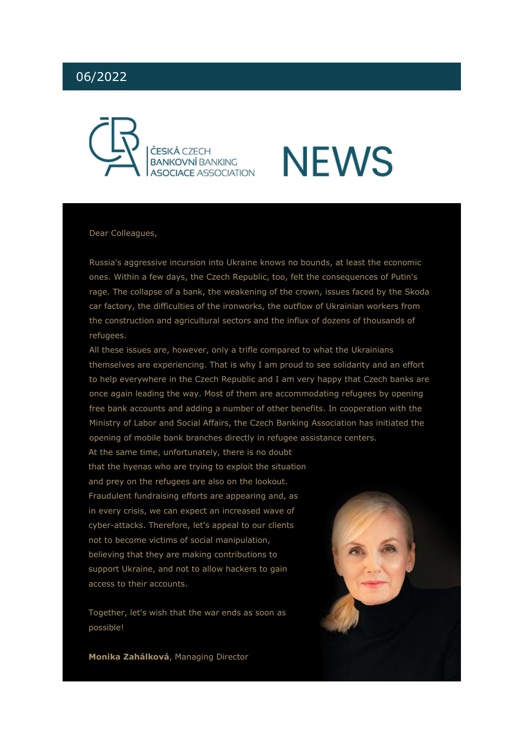06/2022

ČESKÁ CZECH BANKOVNÍ BANKING ASOCIACE ASSOCIATION

# NEWS

Dear Colleagues,

Russia's aggressive incursion into Ukraine knows no bounds, at least the economic ones. Within a few days, the Czech Republic, too, felt the consequences of Putin's rage. The collapse of a bank, the weakening of the crown, issues faced by the Skoda car factory, the difficulties of the ironworks, the outflow of Ukrainian workers from the construction and agricultural sectors and the influx of dozens of thousands of refugees.

All these issues are, however, only a trifle compared to what the Ukrainians themselves are experiencing. That is why I am proud to see solidarity and an effort to help everywhere in the Czech Republic and I am very happy that Czech banks are once again leading the way. Most of them are accommodating refugees by opening free bank accounts and adding a number of other benefits. In cooperation with the Ministry of Labor and Social Affairs, the Czech Banking Association has initiated the opening of mobile bank branches directly in refugee assistance centers.

At the same time, unfortunately, there is no doubt that the hyenas who are trying to exploit the situation and prey on the refugees are also on the lookout. Fraudulent fundraising efforts are appearing and, as in every crisis, we can expect an increased wave of cyber-attacks. Therefore, let's appeal to our clients not to become victims of social manipulation, believing that they are making contributions to support Ukraine, and not to allow hackers to gain access to their accounts.

Together, let's wish that the war ends as soon as possible!

**Monika Zahálková**, Managing Director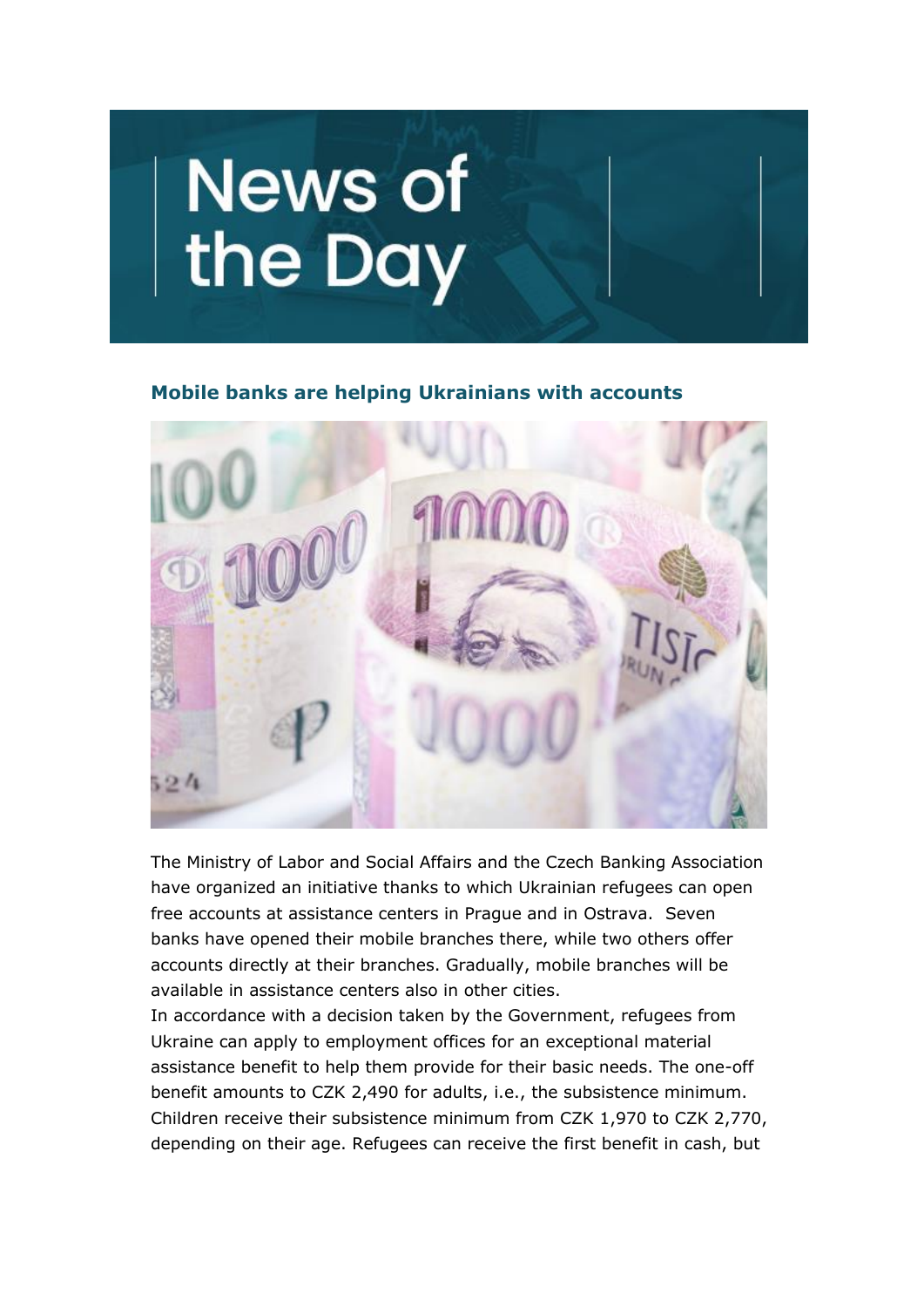# News of the Day

### Mobile banks are helping Ukrainians with accounts

The Ministry of Labor and Social Affairs and the Czech Banking Association have organized an initiative thanks to which Ukrainian refugees can open free accounts at assistance centers in Prague and in Ostrava. Seven banks have opened their mobile branches there, while two others offer accounts directly at their branches. Gradually, mobile branches will be available in assistance centers also in other cities.

In accordance with a decision taken by the Government, refugees from Ukraine can apply to employment offices for an exceptional material assistance benefit to help them provide for their basic needs. The one-off benefit amounts to CZK 2,490 for adults, i.e., the subsistence minimum. Children receive their subsistence minimum from CZK 1,970 to CZK 2,770, depending on their age. Refugees can receive the first benefit in cash, but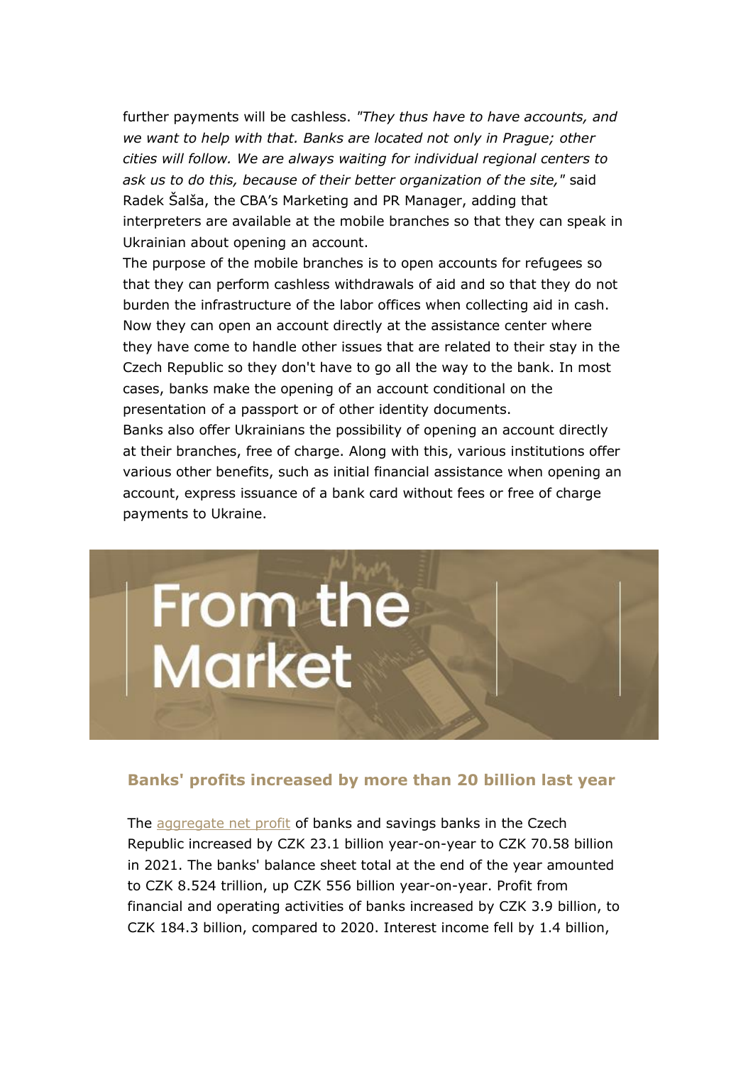further payments will be cashless. *"They thus have to have accounts, and we want to help with that. Banks are located not only in Prague; other cities will follow. We are always waiting for individual regional centers to ask us to do this, because of their better organization of the site,"* said Radek Šalša, the CBA's Marketing and PR Manager, adding that interpreters are available at the mobile branches so that they can speak in Ukrainian about opening an account.

The purpose of the mobile branches is to open accounts for refugees so that they can perform cashless withdrawals of aid and so that they do not burden the infrastructure of the labor offices when collecting aid in cash. Now they can open an account directly at the assistance center where they have come to handle other issues that are related to their stay in the Czech Republic so they don't have to go all the way to the bank. In most cases, banks make the opening of an account conditional on the presentation of a passport or of other identity documents.

Banks also offer Ukrainians the possibility of opening an account directly at their branches, free of charge. Along with this, various institutions offer various other benefits, such as initial financial assistance when opening an account, express issuance of a bank card without fees or free of charge payments to Ukraine.

# From the Market

### Banks' profits increased by more than 20 billion last year

The aggregate net profit of banks and savings banks in the Czech Republic increased by CZK 23.1 billion year-on-year to CZK 70.58 billion in 2021. The banks' balance sheet total at the end of the year amounted to CZK 8.524 trillion, up CZK 556 billion year-on-year. Profit from financial and operating activities of banks increased by CZK 3.9 billion, to CZK 184.3 billion, compared to 2020. Interest income fell by 1.4 billion,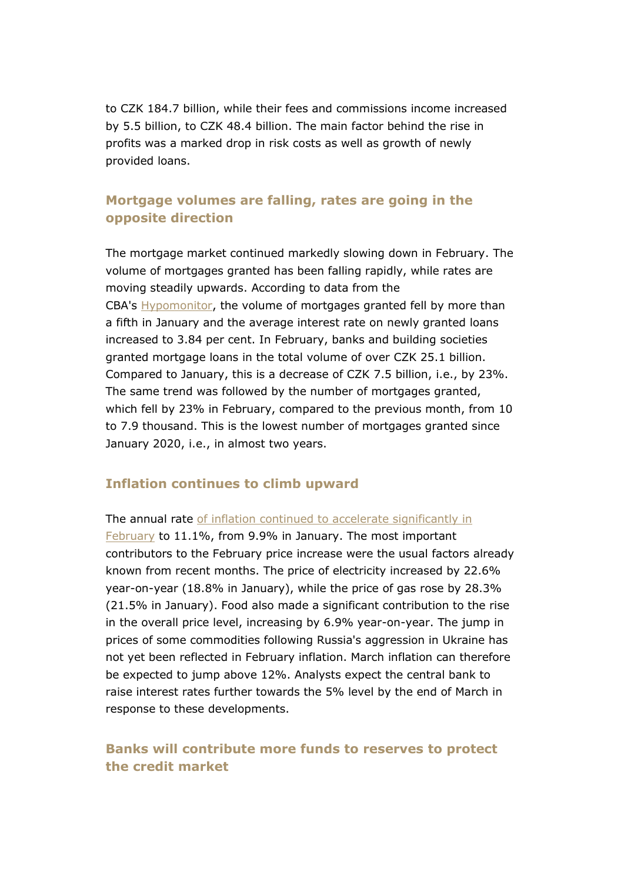to CZK 184.7 billion, while their fees and commissions income increased by 5.5 billion, to CZK 48.4 billion. The main factor behind the rise in profits was a marked drop in risk costs as well as growth of newly provided loans.

## Mortgage volumes are falling, rates are going in the opposite direction

The mortgage market continued markedly slowing down in February. The volume of mortgages granted has been falling rapidly, while rates are moving steadily upwards. According to data from the CBA's Hypomonitor, the volume of mortgages granted fell by more than a fifth in January and the average interest rate on newly granted loans increased to 3.84 per cent. In February, banks and building societies granted mortgage loans in the total volume of over CZK 25.1 billion. Compared to January, this is a decrease of CZK 7.5 billion, i.e., by 23%. The same trend was followed by the number of mortgages granted, which fell by 23% in February, compared to the previous month, from 10 to 7.9 thousand. This is the lowest number of mortgages granted since January 2020, i.e., in almost two years.

## Inflation continues to climb upward

The annual rate of inflation continued to accelerate significantly in February to 11.1%, from 9.9% in January. The most important contributors to the February price increase were the usual factors already known from recent months. The price of electricity increased by 22.6% year-on-year (18.8% in January), while the price of gas rose by 28.3% (21.5% in January). Food also made a significant contribution to the rise in the overall price level, increasing by 6.9% year-on-year. The jump in prices of some commodities following Russia's aggression in Ukraine has not yet been reflected in February inflation. March inflation can therefore be expected to jump above 12%. Analysts expect the central bank to raise interest rates further towards the 5% level by the end of March in response to these developments.

## Banks will contribute more funds to reserves to protect the credit market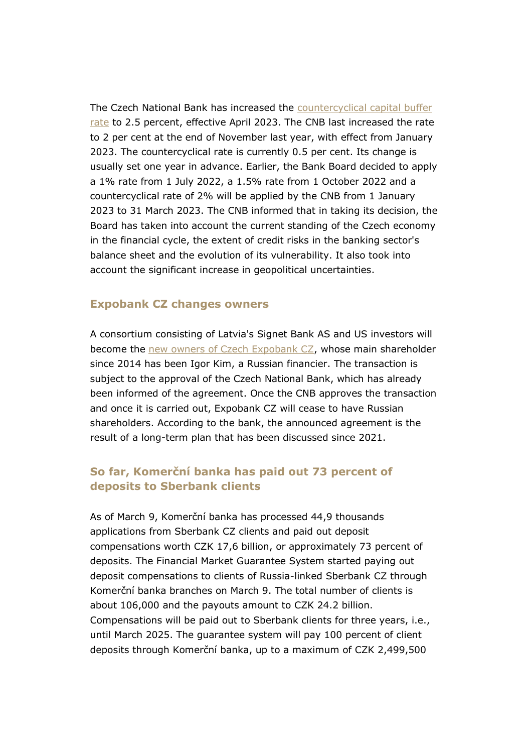The Czech National Bank has increased the countercyclical capital buffer rate to 2.5 percent, effective April 2023. The CNB last increased the rate to 2 per cent at the end of November last year, with effect from January 2023. The countercyclical rate is currently 0.5 per cent. Its change is usually set one year in advance. Earlier, the Bank Board decided to apply a 1% rate from 1 July 2022, a 1.5% rate from 1 October 2022 and a countercyclical rate of 2% will be applied by the CNB from 1 January 2023 to 31 March 2023. The CNB informed that in taking its decision, the Board has taken into account the current standing of the Czech economy in the financial cycle, the extent of credit risks in the banking sector's balance sheet and the evolution of its vulnerability. It also took into account the significant increase in geopolitical uncertainties.

## Expobank CZ changes owners

A consortium consisting of Latvia's Signet Bank AS and US investors will become the new owners of Czech Expobank CZ, whose main shareholder since 2014 has been Igor Kim, a Russian financier. The transaction is subject to the approval of the Czech National Bank, which has already been informed of the agreement. Once the CNB approves the transaction and once it is carried out, Expobank CZ will cease to have Russian shareholders. According to the bank, the announced agreement is the result of a long-term plan that has been discussed since 2021.

## So far, Komerční banka has paid out 73 percent of deposits to Sberbank clients

As of March 9, Komerční banka has processed 44,9 thousands applications from Sberbank CZ clients and paid out deposit compensations worth CZK 17,6 billion, or approximately 73 percent of deposits. The Financial Market Guarantee System started paying out deposit compensations to clients of Russia-linked Sberbank CZ through Komerční banka branches on March 9. The total number of clients is about 106,000 and the payouts amount to CZK 24.2 billion. Compensations will be paid out to Sberbank clients for three years, i.e., until March 2025. The guarantee system will pay 100 percent of client deposits through Komerční banka, up to a maximum of CZK 2,499,500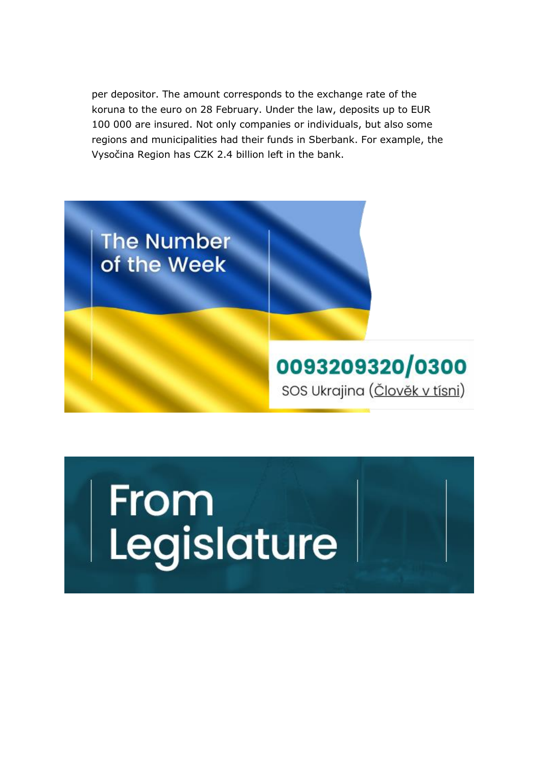per depositor. The amount corresponds to the exchange rate of the koruna to the euro on 28 February. Under the law, deposits up to EUR 100 000 are insured. Not only companies or individuals, but also some regions and municipalities had their funds in Sberbank. For example, the Vysočina Region has CZK 2.4 billion left in the bank.

## The Number of the Week

**0093209320/0300**

SOS Ukrajina (Člověk v tísni)

## From Legislature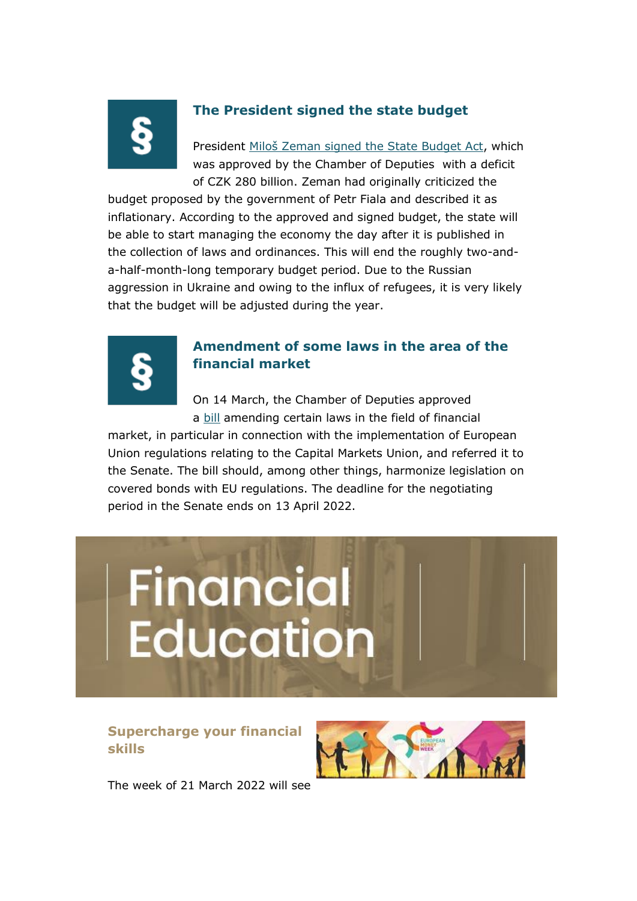### The President signed the state budget

President Miloš Zeman signed the State Budget Act, which was approved by the Chamber of Deputies with a deficit of CZK 280 billion. Zeman had originally criticized the budget proposed by the government of Petr Fiala and described it as inflationary. According to the approved and signed budget, the state will be able to start managing the economy the day after it is published in the collection of laws and ordinances. This will end the roughly two-and-a-half-month-long temporary budget period. Due to the Russian aggression in Ukraine and owing to the influx of refugees, it is very likely that the budget will be adjusted during the year.

### Amendment of some laws in the area of the financial market

On 14 March, the Chamber of Deputies approved a bill amending certain laws in the field of financial market, in particular in connection with the implementation of European Union regulations relating to the Capital Markets Union, and referred it to the Senate. The bill should, among other things, harmonize legislation on covered bonds with EU regulations. The deadline for the negotiating period in the Senate ends on 13 April 2022.

## Financial Education

### Supercharge your financial skills

The week of 21 March 2022 will see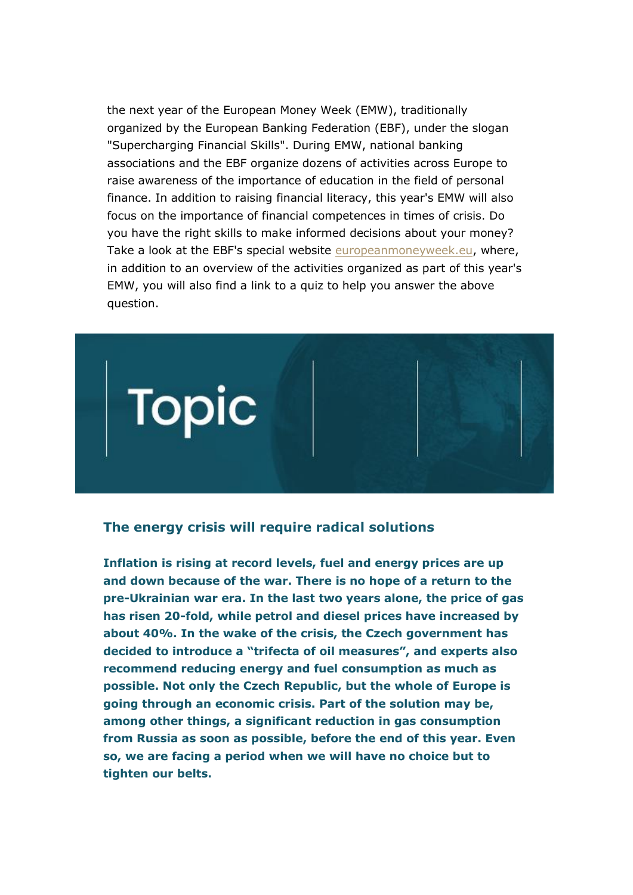the next year of the European Money Week (EMW), traditionally organized by the European Banking Federation (EBF), under the slogan "Supercharging Financial Skills". During EMW, national banking associations and the EBF organize dozens of activities across Europe to raise awareness of the importance of education in the field of personal finance. In addition to raising financial literacy, this year's EMW will also focus on the importance of financial competences in times of crisis. Do you have the right skills to make informed decisions about your money? Take a look at the EBF's special website europeanmoneyweek.eu, where, in addition to an overview of the activities organized as part of this year's EMW, you will also find a link to a quiz to help you answer the above question.

# Topic

### The energy crisis will require radical solutions

**Inflation is rising at record levels, fuel and energy prices are up and down because of the war. There is no hope of a return to the pre-Ukrainian war era. In the last two years alone, the price of gas has risen 20-fold, while petrol and diesel prices have increased by about 40%. In the wake of the crisis, the Czech government has decided to introduce a "trifecta of oil measures", and experts also recommend reducing energy and fuel consumption as much as possible. Not only the Czech Republic, but the whole of Europe is going through an economic crisis. Part of the solution may be, among other things, a significant reduction in gas consumption from Russia as soon as possible, before the end of this year. Even so, we are facing a period when we will have no choice but to tighten our belts.**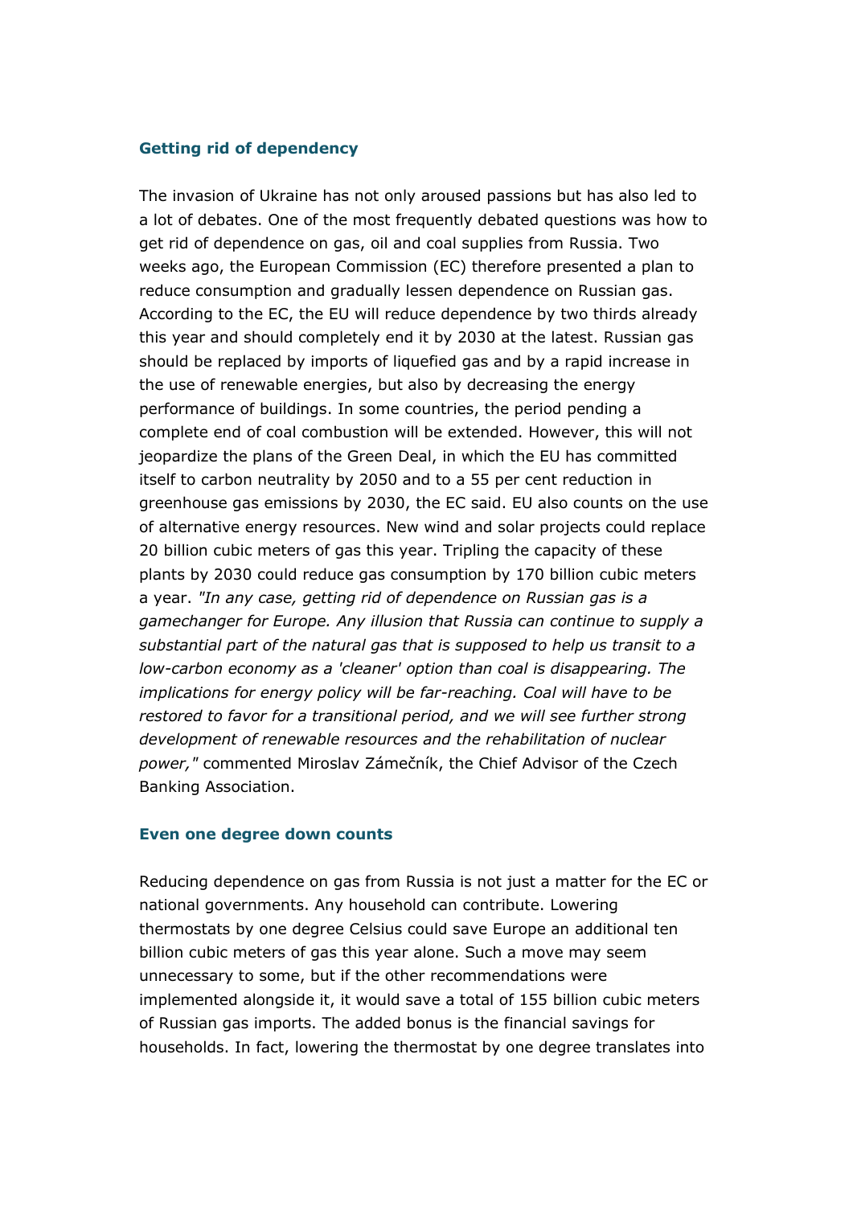### Getting rid of dependency

The invasion of Ukraine has not only aroused passions but has also led to a lot of debates. One of the most frequently debated questions was how to get rid of dependence on gas, oil and coal supplies from Russia. Two weeks ago, the European Commission (EC) therefore presented a plan to reduce consumption and gradually lessen dependence on Russian gas. According to the EC, the EU will reduce dependence by two thirds already this year and should completely end it by 2030 at the latest. Russian gas should be replaced by imports of liquefied gas and by a rapid increase in the use of renewable energies, but also by decreasing the energy performance of buildings. In some countries, the period pending a complete end of coal combustion will be extended. However, this will not jeopardize the plans of the Green Deal, in which the EU has committed itself to carbon neutrality by 2050 and to a 55 per cent reduction in greenhouse gas emissions by 2030, the EC said. EU also counts on the use of alternative energy resources. New wind and solar projects could replace 20 billion cubic meters of gas this year. Tripling the capacity of these plants by 2030 could reduce gas consumption by 170 billion cubic meters a year. *"In any case, getting rid of dependence on Russian gas is a gamechanger for Europe. Any illusion that Russia can continue to supply a substantial part of the natural gas that is supposed to help us transit to a low-carbon economy as a 'cleaner' option than coal is disappearing. The implications for energy policy will be far-reaching. Coal will have to be restored to favor for a transitional period, and we will see further strong development of renewable resources and the rehabilitation of nuclear power,"* commented Miroslav Zámečník, the Chief Advisor of the Czech Banking Association.

### Even one degree down counts

Reducing dependence on gas from Russia is not just a matter for the EC or national governments. Any household can contribute. Lowering thermostats by one degree Celsius could save Europe an additional ten billion cubic meters of gas this year alone. Such a move may seem unnecessary to some, but if the other recommendations were implemented alongside it, it would save a total of 155 billion cubic meters of Russian gas imports. The added bonus is the financial savings for households. In fact, lowering the thermostat by one degree translates into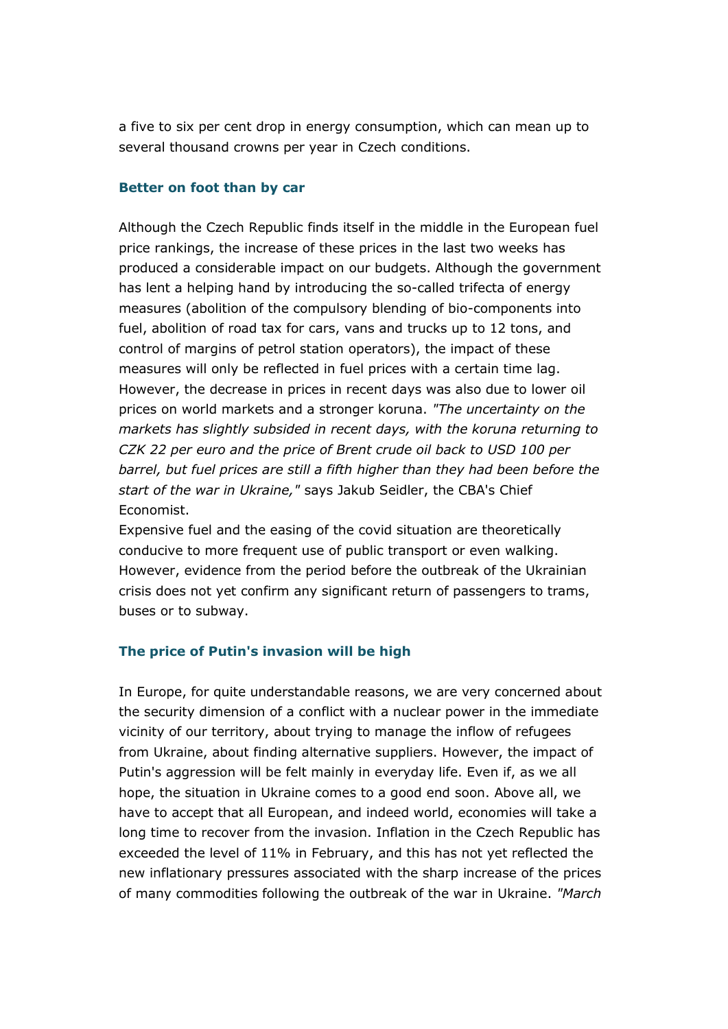a five to six per cent drop in energy consumption, which can mean up to several thousand crowns per year in Czech conditions.

### Better on foot than by car

Although the Czech Republic finds itself in the middle in the European fuel price rankings, the increase of these prices in the last two weeks has produced a considerable impact on our budgets. Although the government has lent a helping hand by introducing the so-called trifecta of energy measures (abolition of the compulsory blending of bio-components into fuel, abolition of road tax for cars, vans and trucks up to 12 tons, and control of margins of petrol station operators), the impact of these measures will only be reflected in fuel prices with a certain time lag. However, the decrease in prices in recent days was also due to lower oil prices on world markets and a stronger koruna. *"The uncertainty on the markets has slightly subsided in recent days, with the koruna returning to CZK 22 per euro and the price of Brent crude oil back to USD 100 per barrel, but fuel prices are still a fifth higher than they had been before the start of the war in Ukraine,"* says Jakub Seidler, the CBA's Chief Economist.

Expensive fuel and the easing of the covid situation are theoretically conducive to more frequent use of public transport or even walking. However, evidence from the period before the outbreak of the Ukrainian crisis does not yet confirm any significant return of passengers to trams, buses or to subway.

### The price of Putin's invasion will be high

In Europe, for quite understandable reasons, we are very concerned about the security dimension of a conflict with a nuclear power in the immediate vicinity of our territory, about trying to manage the inflow of refugees from Ukraine, about finding alternative suppliers. However, the impact of Putin's aggression will be felt mainly in everyday life. Even if, as we all hope, the situation in Ukraine comes to a good end soon. Above all, we have to accept that all European, and indeed world, economies will take a long time to recover from the invasion. Inflation in the Czech Republic has exceeded the level of 11% in February, and this has not yet reflected the new inflationary pressures associated with the sharp increase of the prices of many commodities following the outbreak of the war in Ukraine. *"March*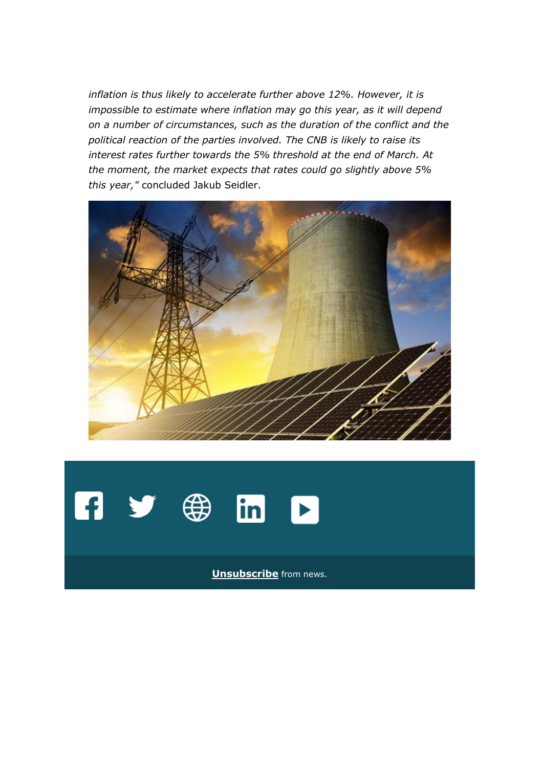*inflation is thus likely to accelerate further above 12%. However, it is impossible to estimate where inflation may go this year, as it will depend on a number of circumstances, such as the duration of the conflict and the political reaction of the parties involved. The CNB is likely to raise its interest rates further towards the 5% threshold at the end of March. At the moment, the market expects that rates could go slightly above 5% this year,"* concluded Jakub Seidler.

**Unsubscribe** from news.